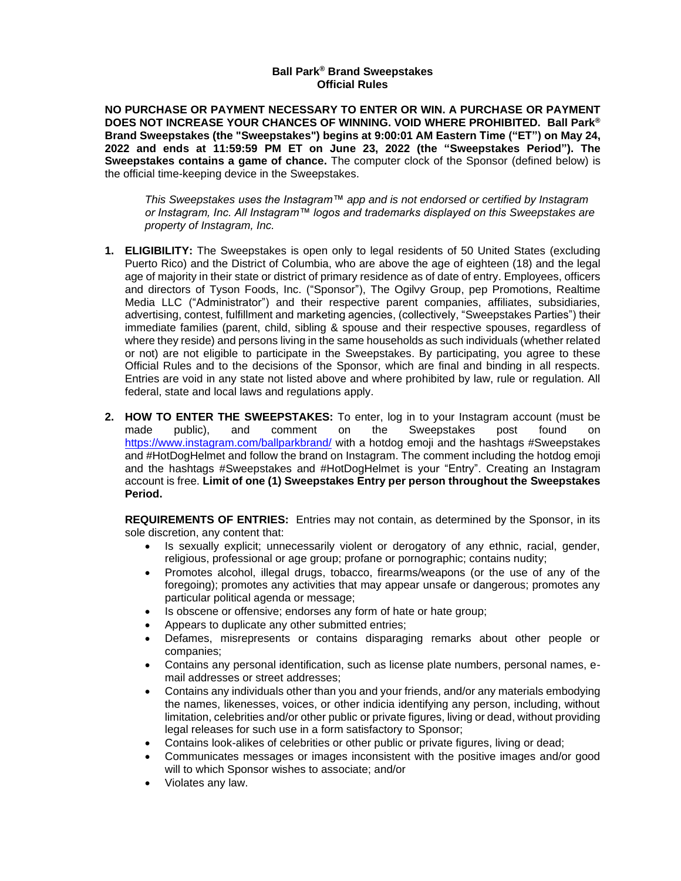**Ball Park® Brand Sweepstakes**
**Official Rules**

**NO PURCHASE OR PAYMENT NECESSARY TO ENTER OR WIN. A PURCHASE OR PAYMENT DOES NOT INCREASE YOUR CHANCES OF WINNING. VOID WHERE PROHIBITED. Ball Park® Brand Sweepstakes (the "Sweepstakes") begins at 9:00:01 AM Eastern Time ("ET") on May 24, 2022 and ends at 11:59:59 PM ET on June 23, 2022 (the "Sweepstakes Period"). The Sweepstakes contains a game of chance.** The computer clock of the Sponsor (defined below) is the official time-keeping device in the Sweepstakes.

> *This Sweepstakes uses the Instagram™ app and is not endorsed or certified by Instagram or Instagram, Inc. All Instagram™ logos and trademarks displayed on this Sweepstakes are property of Instagram, Inc.*

1. **ELIGIBILITY:** The Sweepstakes is open only to legal residents of 50 United States (excluding Puerto Rico) and the District of Columbia, who are above the age of eighteen (18) and the legal age of majority in their state or district of primary residence as of date of entry. Employees, officers and directors of Tyson Foods, Inc. ("Sponsor"), The Ogilvy Group, pep Promotions, Realtime Media LLC ("Administrator") and their respective parent companies, affiliates, subsidiaries, advertising, contest, fulfillment and marketing agencies, (collectively, "Sweepstakes Parties") their immediate families (parent, child, sibling & spouse and their respective spouses, regardless of where they reside) and persons living in the same households as such individuals (whether related or not) are not eligible to participate in the Sweepstakes. By participating, you agree to these Official Rules and to the decisions of the Sponsor, which are final and binding in all respects. Entries are void in any state not listed above and where prohibited by law, rule or regulation. All federal, state and local laws and regulations apply.

2. **HOW TO ENTER THE SWEEPSTAKES:** To enter, log in to your Instagram account (must be made public), and comment on the Sweepstakes post found on https://www.instagram.com/ballparkbrand/ with a hotdog emoji and the hashtags #Sweepstakes and #HotDogHelmet and follow the brand on Instagram. The comment including the hotdog emoji and the hashtags #Sweepstakes and #HotDogHelmet is your "Entry". Creating an Instagram account is free. **Limit of one (1) Sweepstakes Entry per person throughout the Sweepstakes Period.**

   **REQUIREMENTS OF ENTRIES:** Entries may not contain, as determined by the Sponsor, in its sole discretion, any content that:

   - Is sexually explicit; unnecessarily violent or derogatory of any ethnic, racial, gender, religious, professional or age group; profane or pornographic; contains nudity;
   - Promotes alcohol, illegal drugs, tobacco, firearms/weapons (or the use of any of the foregoing); promotes any activities that may appear unsafe or dangerous; promotes any particular political agenda or message;
   - Is obscene or offensive; endorses any form of hate or hate group;
   - Appears to duplicate any other submitted entries;
   - Defames, misrepresents or contains disparaging remarks about other people or companies;
   - Contains any personal identification, such as license plate numbers, personal names, e-mail addresses or street addresses;
   - Contains any individuals other than you and your friends, and/or any materials embodying the names, likenesses, voices, or other indicia identifying any person, including, without limitation, celebrities and/or other public or private figures, living or dead, without providing legal releases for such use in a form satisfactory to Sponsor;
   - Contains look-alikes of celebrities or other public or private figures, living or dead;
   - Communicates messages or images inconsistent with the positive images and/or good will to which Sponsor wishes to associate; and/or
   - Violates any law.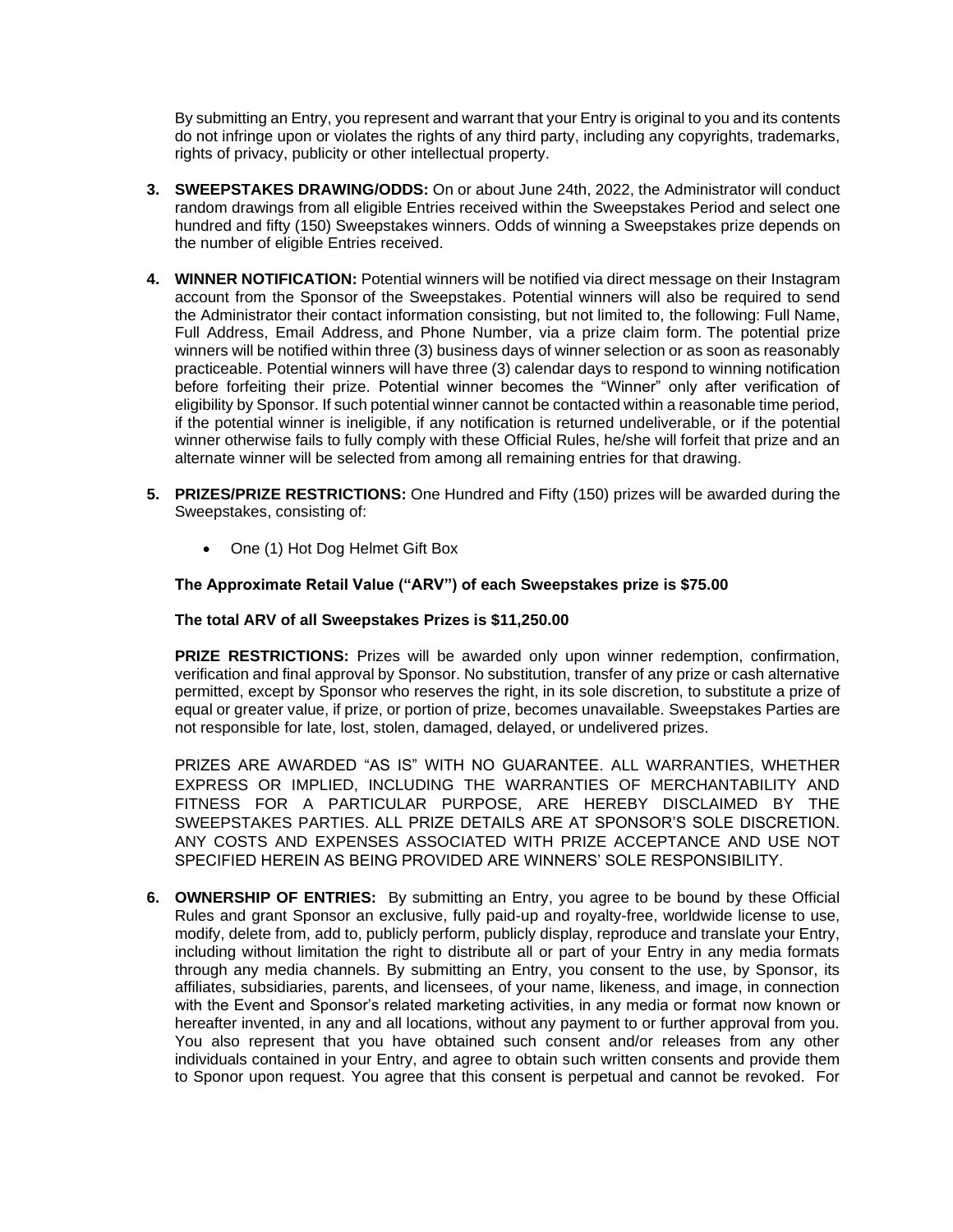By submitting an Entry, you represent and warrant that your Entry is original to you and its contents do not infringe upon or violates the rights of any third party, including any copyrights, trademarks, rights of privacy, publicity or other intellectual property.

3. **SWEEPSTAKES DRAWING/ODDS:** On or about June 24th, 2022, the Administrator will conduct random drawings from all eligible Entries received within the Sweepstakes Period and select one hundred and fifty (150) Sweepstakes winners. Odds of winning a Sweepstakes prize depends on the number of eligible Entries received.

4. **WINNER NOTIFICATION:** Potential winners will be notified via direct message on their Instagram account from the Sponsor of the Sweepstakes. Potential winners will also be required to send the Administrator their contact information consisting, but not limited to, the following: Full Name, Full Address, Email Address, and Phone Number, via a prize claim form. The potential prize winners will be notified within three (3) business days of winner selection or as soon as reasonably practiceable. Potential winners will have three (3) calendar days to respond to winning notification before forfeiting their prize. Potential winner becomes the "Winner" only after verification of eligibility by Sponsor. If such potential winner cannot be contacted within a reasonable time period, if the potential winner is ineligible, if any notification is returned undeliverable, or if the potential winner otherwise fails to fully comply with these Official Rules, he/she will forfeit that prize and an alternate winner will be selected from among all remaining entries for that drawing.

5. **PRIZES/PRIZE RESTRICTIONS:** One Hundred and Fifty (150) prizes will be awarded during the Sweepstakes, consisting of:

   - One (1) Hot Dog Helmet Gift Box

   **The Approximate Retail Value ("ARV") of each Sweepstakes prize is $75.00**

   **The total ARV of all Sweepstakes Prizes is $11,250.00**

   **PRIZE RESTRICTIONS:** Prizes will be awarded only upon winner redemption, confirmation, verification and final approval by Sponsor. No substitution, transfer of any prize or cash alternative permitted, except by Sponsor who reserves the right, in its sole discretion, to substitute a prize of equal or greater value, if prize, or portion of prize, becomes unavailable. Sweepstakes Parties are not responsible for late, lost, stolen, damaged, delayed, or undelivered prizes.

   PRIZES ARE AWARDED "AS IS" WITH NO GUARANTEE. ALL WARRANTIES, WHETHER EXPRESS OR IMPLIED, INCLUDING THE WARRANTIES OF MERCHANTABILITY AND FITNESS FOR A PARTICULAR PURPOSE, ARE HEREBY DISCLAIMED BY THE SWEEPSTAKES PARTIES. ALL PRIZE DETAILS ARE AT SPONSOR'S SOLE DISCRETION. ANY COSTS AND EXPENSES ASSOCIATED WITH PRIZE ACCEPTANCE AND USE NOT SPECIFIED HEREIN AS BEING PROVIDED ARE WINNERS' SOLE RESPONSIBILITY.

6. **OWNERSHIP OF ENTRIES:** By submitting an Entry, you agree to be bound by these Official Rules and grant Sponsor an exclusive, fully paid-up and royalty-free, worldwide license to use, modify, delete from, add to, publicly perform, publicly display, reproduce and translate your Entry, including without limitation the right to distribute all or part of your Entry in any media formats through any media channels. By submitting an Entry, you consent to the use, by Sponsor, its affiliates, subsidiaries, parents, and licensees, of your name, likeness, and image, in connection with the Event and Sponsor's related marketing activities, in any media or format now known or hereafter invented, in any and all locations, without any payment to or further approval from you. You also represent that you have obtained such consent and/or releases from any other individuals contained in your Entry, and agree to obtain such written consents and provide them to Sponor upon request. You agree that this consent is perpetual and cannot be revoked. For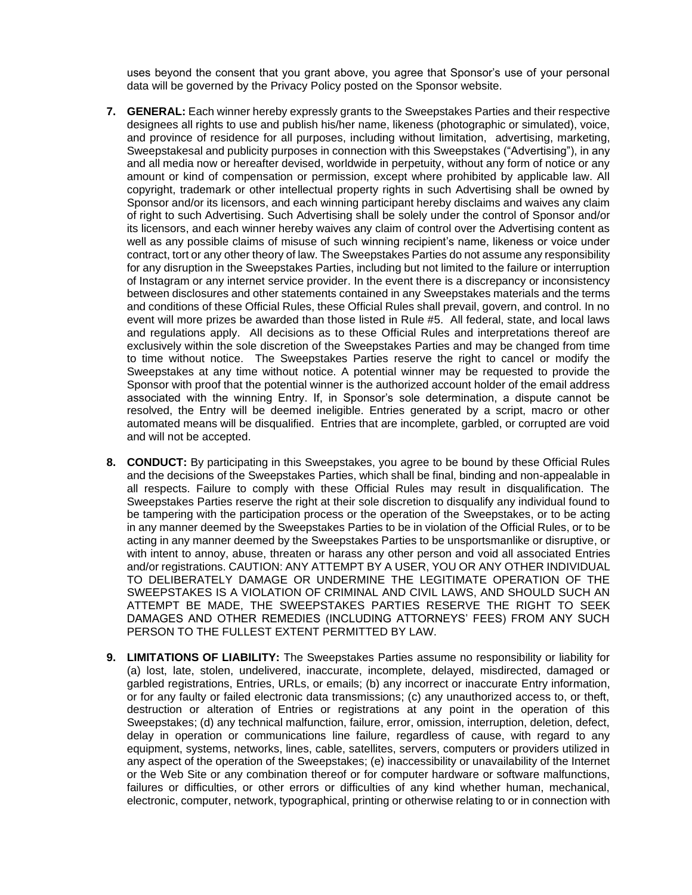uses beyond the consent that you grant above, you agree that Sponsor's use of your personal data will be governed by the Privacy Policy posted on the Sponsor website.

7. **GENERAL:** Each winner hereby expressly grants to the Sweepstakes Parties and their respective designees all rights to use and publish his/her name, likeness (photographic or simulated), voice, and province of residence for all purposes, including without limitation, advertising, marketing, Sweepstakesal and publicity purposes in connection with this Sweepstakes ("Advertising"), in any and all media now or hereafter devised, worldwide in perpetuity, without any form of notice or any amount or kind of compensation or permission, except where prohibited by applicable law. All copyright, trademark or other intellectual property rights in such Advertising shall be owned by Sponsor and/or its licensors, and each winning participant hereby disclaims and waives any claim of right to such Advertising. Such Advertising shall be solely under the control of Sponsor and/or its licensors, and each winner hereby waives any claim of control over the Advertising content as well as any possible claims of misuse of such winning recipient's name, likeness or voice under contract, tort or any other theory of law. The Sweepstakes Parties do not assume any responsibility for any disruption in the Sweepstakes Parties, including but not limited to the failure or interruption of Instagram or any internet service provider. In the event there is a discrepancy or inconsistency between disclosures and other statements contained in any Sweepstakes materials and the terms and conditions of these Official Rules, these Official Rules shall prevail, govern, and control. In no event will more prizes be awarded than those listed in Rule #5. All federal, state, and local laws and regulations apply. All decisions as to these Official Rules and interpretations thereof are exclusively within the sole discretion of the Sweepstakes Parties and may be changed from time to time without notice. The Sweepstakes Parties reserve the right to cancel or modify the Sweepstakes at any time without notice. A potential winner may be requested to provide the Sponsor with proof that the potential winner is the authorized account holder of the email address associated with the winning Entry. If, in Sponsor's sole determination, a dispute cannot be resolved, the Entry will be deemed ineligible. Entries generated by a script, macro or other automated means will be disqualified. Entries that are incomplete, garbled, or corrupted are void and will not be accepted.

8. **CONDUCT:** By participating in this Sweepstakes, you agree to be bound by these Official Rules and the decisions of the Sweepstakes Parties, which shall be final, binding and non-appealable in all respects. Failure to comply with these Official Rules may result in disqualification. The Sweepstakes Parties reserve the right at their sole discretion to disqualify any individual found to be tampering with the participation process or the operation of the Sweepstakes, or to be acting in any manner deemed by the Sweepstakes Parties to be in violation of the Official Rules, or to be acting in any manner deemed by the Sweepstakes Parties to be unsportsmanlike or disruptive, or with intent to annoy, abuse, threaten or harass any other person and void all associated Entries and/or registrations. CAUTION: ANY ATTEMPT BY A USER, YOU OR ANY OTHER INDIVIDUAL TO DELIBERATELY DAMAGE OR UNDERMINE THE LEGITIMATE OPERATION OF THE SWEEPSTAKES IS A VIOLATION OF CRIMINAL AND CIVIL LAWS, AND SHOULD SUCH AN ATTEMPT BE MADE, THE SWEEPSTAKES PARTIES RESERVE THE RIGHT TO SEEK DAMAGES AND OTHER REMEDIES (INCLUDING ATTORNEYS' FEES) FROM ANY SUCH PERSON TO THE FULLEST EXTENT PERMITTED BY LAW.

9. **LIMITATIONS OF LIABILITY:** The Sweepstakes Parties assume no responsibility or liability for (a) lost, late, stolen, undelivered, inaccurate, incomplete, delayed, misdirected, damaged or garbled registrations, Entries, URLs, or emails; (b) any incorrect or inaccurate Entry information, or for any faulty or failed electronic data transmissions; (c) any unauthorized access to, or theft, destruction or alteration of Entries or registrations at any point in the operation of this Sweepstakes; (d) any technical malfunction, failure, error, omission, interruption, deletion, defect, delay in operation or communications line failure, regardless of cause, with regard to any equipment, systems, networks, lines, cable, satellites, servers, computers or providers utilized in any aspect of the operation of the Sweepstakes; (e) inaccessibility or unavailability of the Internet or the Web Site or any combination thereof or for computer hardware or software malfunctions, failures or difficulties, or other errors or difficulties of any kind whether human, mechanical, electronic, computer, network, typographical, printing or otherwise relating to or in connection with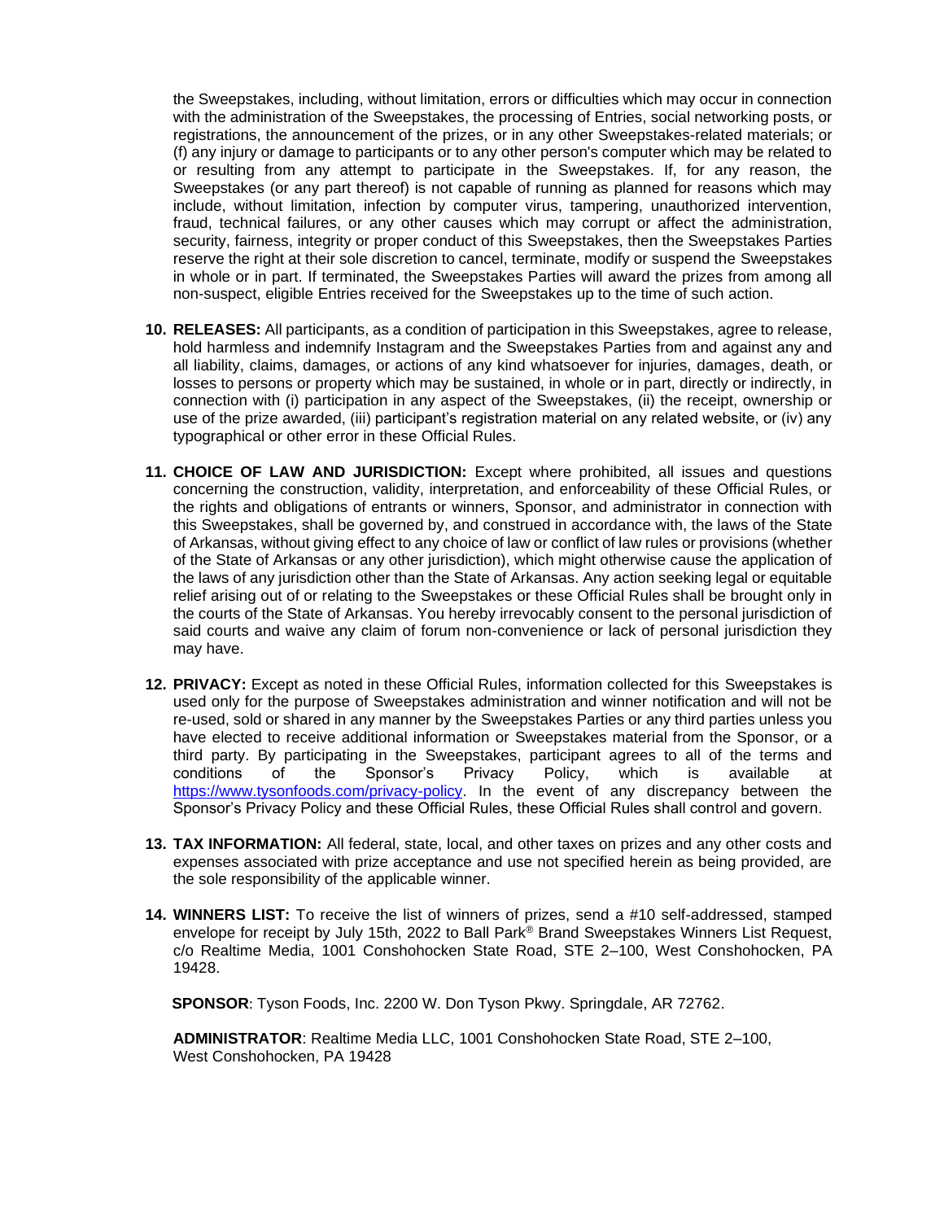the Sweepstakes, including, without limitation, errors or difficulties which may occur in connection with the administration of the Sweepstakes, the processing of Entries, social networking posts, or registrations, the announcement of the prizes, or in any other Sweepstakes-related materials; or (f) any injury or damage to participants or to any other person's computer which may be related to or resulting from any attempt to participate in the Sweepstakes. If, for any reason, the Sweepstakes (or any part thereof) is not capable of running as planned for reasons which may include, without limitation, infection by computer virus, tampering, unauthorized intervention, fraud, technical failures, or any other causes which may corrupt or affect the administration, security, fairness, integrity or proper conduct of this Sweepstakes, then the Sweepstakes Parties reserve the right at their sole discretion to cancel, terminate, modify or suspend the Sweepstakes in whole or in part. If terminated, the Sweepstakes Parties will award the prizes from among all non-suspect, eligible Entries received for the Sweepstakes up to the time of such action.

10. **RELEASES:** All participants, as a condition of participation in this Sweepstakes, agree to release, hold harmless and indemnify Instagram and the Sweepstakes Parties from and against any and all liability, claims, damages, or actions of any kind whatsoever for injuries, damages, death, or losses to persons or property which may be sustained, in whole or in part, directly or indirectly, in connection with (i) participation in any aspect of the Sweepstakes, (ii) the receipt, ownership or use of the prize awarded, (iii) participant's registration material on any related website, or (iv) any typographical or other error in these Official Rules.

11. **CHOICE OF LAW AND JURISDICTION:** Except where prohibited, all issues and questions concerning the construction, validity, interpretation, and enforceability of these Official Rules, or the rights and obligations of entrants or winners, Sponsor, and administrator in connection with this Sweepstakes, shall be governed by, and construed in accordance with, the laws of the State of Arkansas, without giving effect to any choice of law or conflict of law rules or provisions (whether of the State of Arkansas or any other jurisdiction), which might otherwise cause the application of the laws of any jurisdiction other than the State of Arkansas. Any action seeking legal or equitable relief arising out of or relating to the Sweepstakes or these Official Rules shall be brought only in the courts of the State of Arkansas. You hereby irrevocably consent to the personal jurisdiction of said courts and waive any claim of forum non-convenience or lack of personal jurisdiction they may have.

12. **PRIVACY:** Except as noted in these Official Rules, information collected for this Sweepstakes is used only for the purpose of Sweepstakes administration and winner notification and will not be re-used, sold or shared in any manner by the Sweepstakes Parties or any third parties unless you have elected to receive additional information or Sweepstakes material from the Sponsor, or a third party. By participating in the Sweepstakes, participant agrees to all of the terms and conditions of the Sponsor's Privacy Policy, which is available at https://www.tysonfoods.com/privacy-policy. In the event of any discrepancy between the Sponsor's Privacy Policy and these Official Rules, these Official Rules shall control and govern.

13. **TAX INFORMATION:** All federal, state, local, and other taxes on prizes and any other costs and expenses associated with prize acceptance and use not specified herein as being provided, are the sole responsibility of the applicable winner.

14. **WINNERS LIST:** To receive the list of winners of prizes, send a #10 self-addressed, stamped envelope for receipt by July 15th, 2022 to Ball Park® Brand Sweepstakes Winners List Request, c/o Realtime Media, 1001 Conshohocken State Road, STE 2–100, West Conshohocken, PA 19428.

**SPONSOR**: Tyson Foods, Inc. 2200 W. Don Tyson Pkwy. Springdale, AR 72762.

**ADMINISTRATOR**: Realtime Media LLC, 1001 Conshohocken State Road, STE 2–100, West Conshohocken, PA 19428